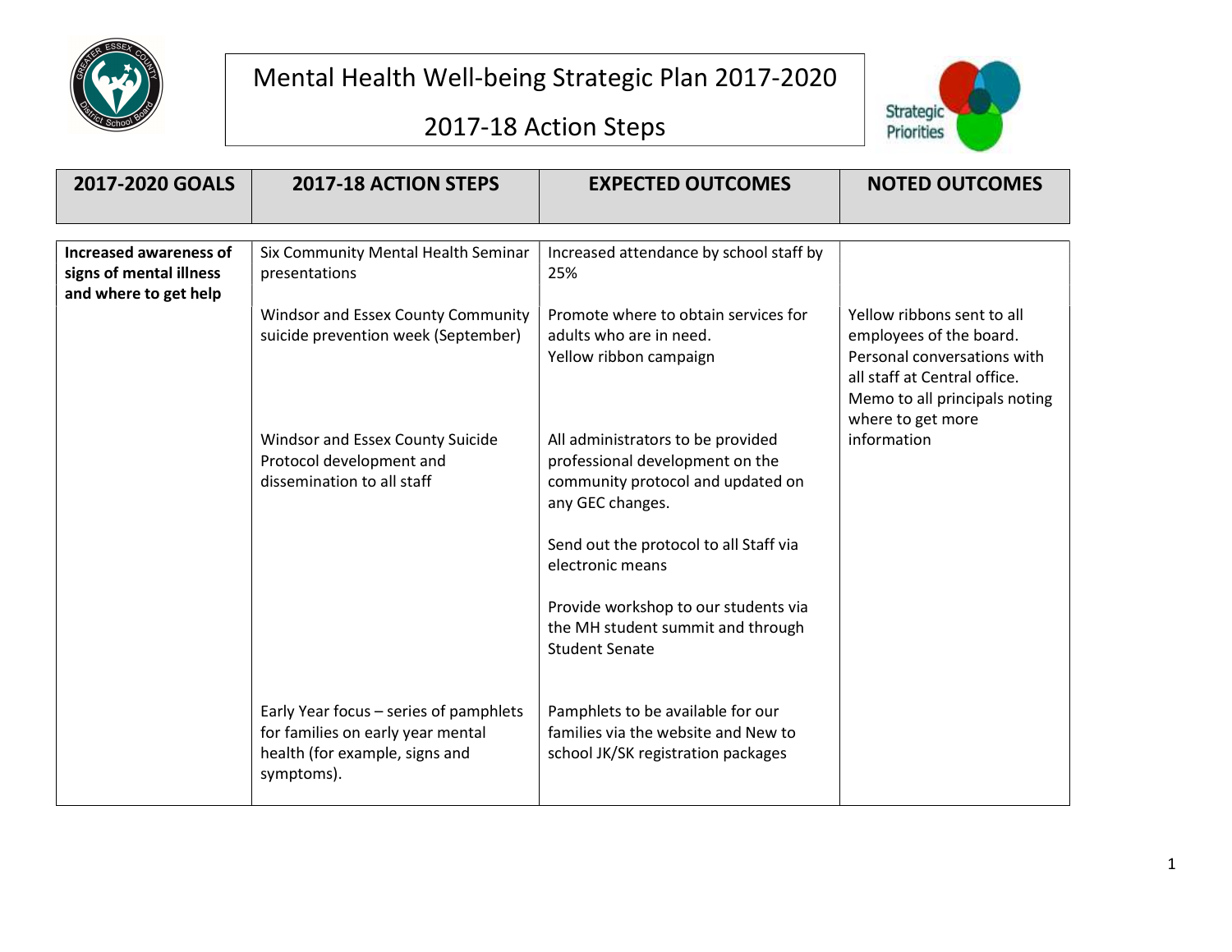# Mental Health Well-being Strategic Plan 2017-2020

## 2017-18 Action Steps

| 2017-2020 GOALS | 2017-18 ACTION STEPS | EXPECTED OUTCOMES | NOTED OUTCOMES |
|---|---|---|---|
| **Increased awareness of signs of mental illness and where to get help** | Six Community Mental Health Seminar presentations | Increased attendance by school staff by 25% | |
| | Windsor and Essex County Community suicide prevention week (September) | Promote where to obtain services for adults who are in need.<br>Yellow ribbon campaign | Yellow ribbons sent to all employees of the board.<br>Personal conversations with all staff at Central office.<br>Memo to all principals noting where to get more information |
| | Windsor and Essex County Suicide Protocol development and dissemination to all staff | All administrators to be provided professional development on the community protocol and updated on any GEC changes.<br><br>Send out the protocol to all Staff via electronic means<br><br>Provide workshop to our students via the MH student summit and through Student Senate | |
| | Early Year focus – series of pamphlets for families on early year mental health (for example, signs and symptoms). | Pamphlets to be available for our families via the website and New to school JK/SK registration packages | |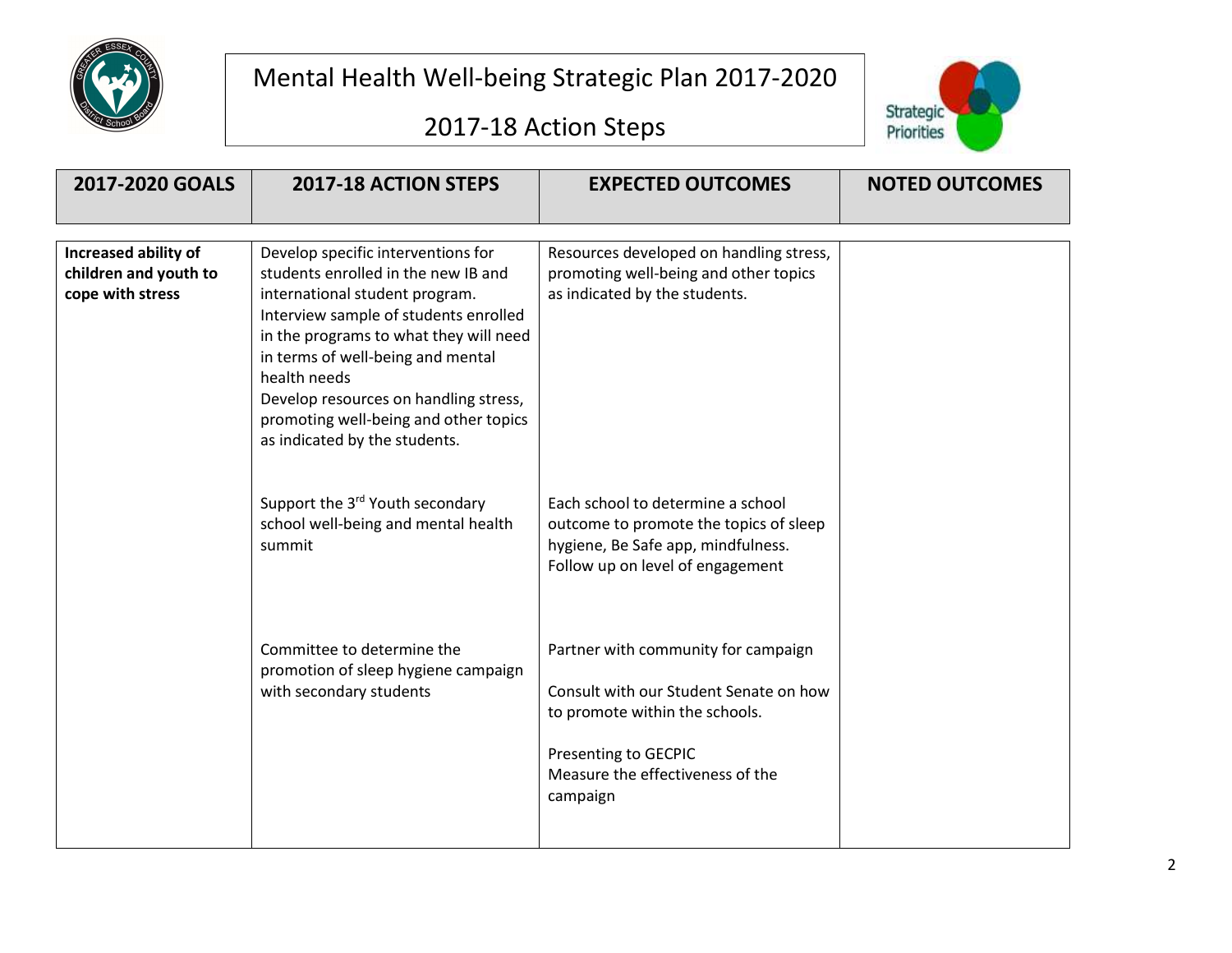# Mental Health Well-being Strategic Plan 2017-2020

## 2017-18 Action Steps

| 2017-2020 GOALS | 2017-18 ACTION STEPS | EXPECTED OUTCOMES | NOTED OUTCOMES |
|---|---|---|---|
| **Increased ability of children and youth to cope with stress** | Develop specific interventions for students enrolled in the new IB and international student program. Interview sample of students enrolled in the programs to what they will need in terms of well-being and mental health needs<br>Develop resources on handling stress, promoting well-being and other topics as indicated by the students. | Resources developed on handling stress, promoting well-being and other topics as indicated by the students. | |
| | Support the 3rd Youth secondary school well-being and mental health summit | Each school to determine a school outcome to promote the topics of sleep hygiene, Be Safe app, mindfulness. Follow up on level of engagement | |
| | Committee to determine the promotion of sleep hygiene campaign with secondary students | Partner with community for campaign<br><br>Consult with our Student Senate on how to promote within the schools.<br><br>Presenting to GECPIC<br>Measure the effectiveness of the campaign | |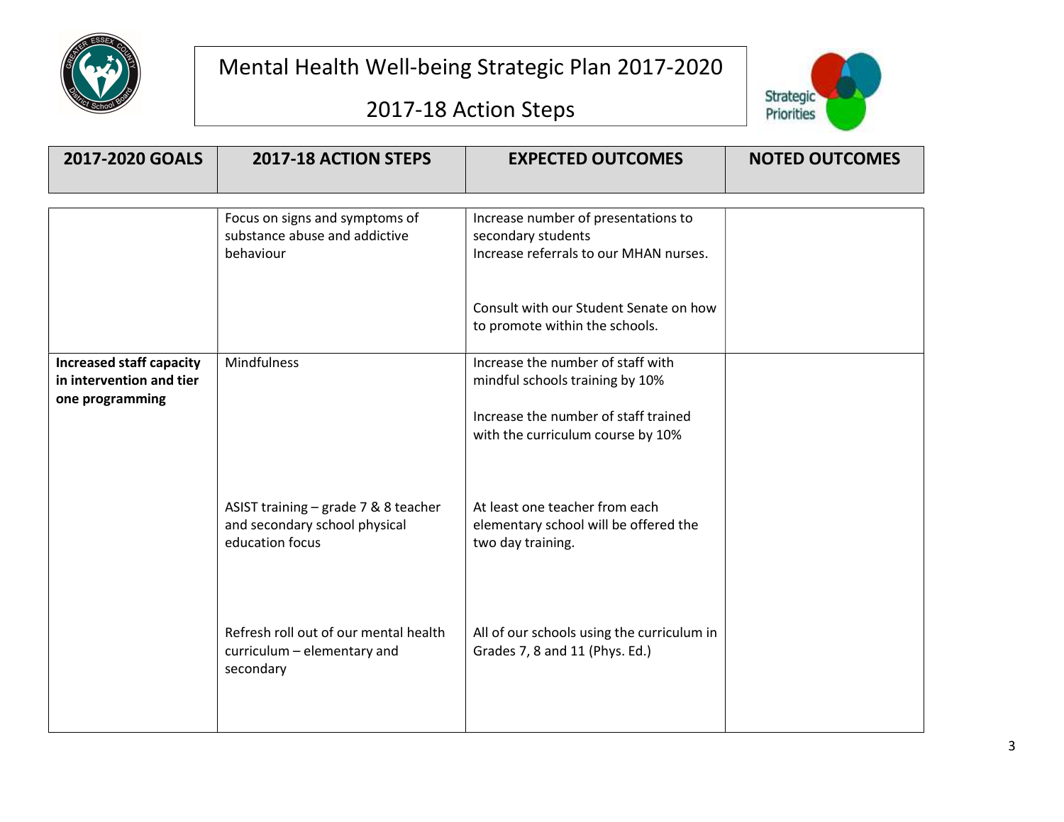# Mental Health Well-being Strategic Plan 2017-2020

## 2017-18 Action Steps

Strategic Priorities

| 2017-2020 GOALS | 2017-18 ACTION STEPS | EXPECTED OUTCOMES | NOTED OUTCOMES |
|---|---|---|---|
| | Focus on signs and symptoms of substance abuse and addictive behaviour | Increase number of presentations to secondary students<br>Increase referrals to our MHAN nurses.<br><br>Consult with our Student Senate on how to promote within the schools. | |
| **Increased staff capacity in intervention and tier one programming** | Mindfulness | Increase the number of staff with mindful schools training by 10%<br><br>Increase the number of staff trained with the curriculum course by 10% | |
| | ASIST training – grade 7 & 8 teacher and secondary school physical education focus | At least one teacher from each elementary school will be offered the two day training. | |
| | Refresh roll out of our mental health curriculum – elementary and secondary | All of our schools using the curriculum in Grades 7, 8 and 11 (Phys. Ed.) | |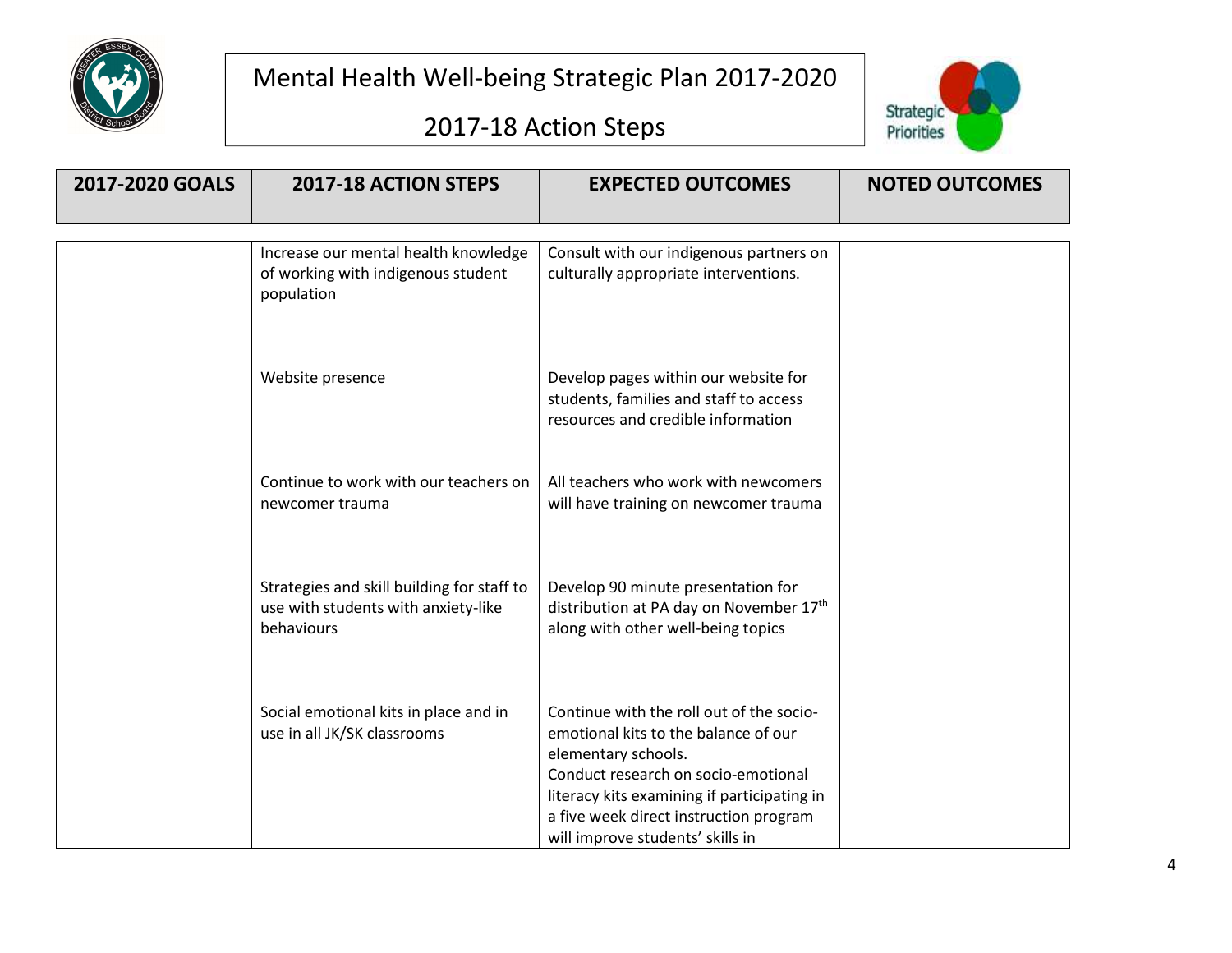# Mental Health Well-being Strategic Plan 2017-2020

## 2017-18 Action Steps

| 2017-2020 GOALS | 2017-18 ACTION STEPS | EXPECTED OUTCOMES | NOTED OUTCOMES |
|---|---|---|---|
| | Increase our mental health knowledge of working with indigenous student population | Consult with our indigenous partners on culturally appropriate interventions. | |
| | Website presence | Develop pages within our website for students, families and staff to access resources and credible information | |
| | Continue to work with our teachers on newcomer trauma | All teachers who work with newcomers will have training on newcomer trauma | |
| | Strategies and skill building for staff to use with students with anxiety-like behaviours | Develop 90 minute presentation for distribution at PA day on November 17th along with other well-being topics | |
| | Social emotional kits in place and in use in all JK/SK classrooms | Continue with the roll out of the socio-emotional kits to the balance of our elementary schools. Conduct research on socio-emotional literacy kits examining if participating in a five week direct instruction program will improve students' skills in | |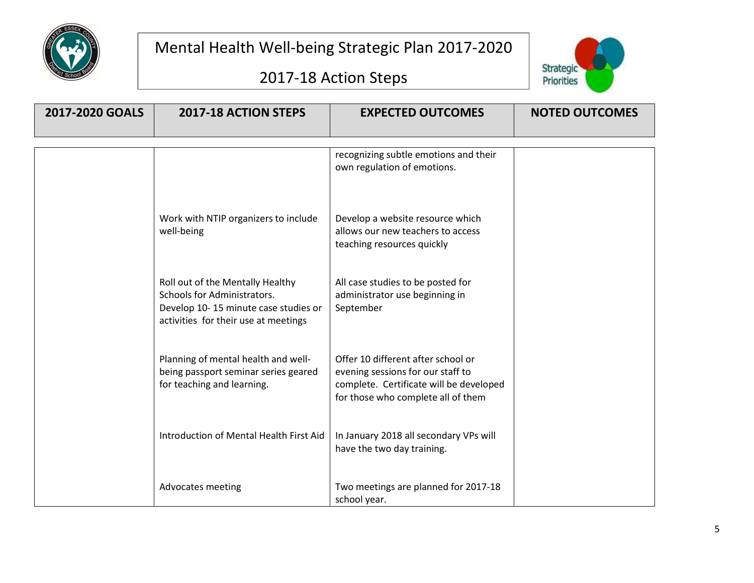# Mental Health Well-being Strategic Plan 2017-2020

## 2017-18 Action Steps

Strategic Priorities

| 2017-2020 GOALS | 2017-18 ACTION STEPS | EXPECTED OUTCOMES | NOTED OUTCOMES |
|---|---|---|---|
| | | recognizing subtle emotions and their own regulation of emotions. | |
| | Work with NTIP organizers to include well-being | Develop a website resource which allows our new teachers to access teaching resources quickly | |
| | Roll out of the Mentally Healthy Schools for Administrators. Develop 10- 15 minute case studies or activities for their use at meetings | All case studies to be posted for administrator use beginning in September | |
| | Planning of mental health and well-being passport seminar series geared for teaching and learning. | Offer 10 different after school or evening sessions for our staff to complete. Certificate will be developed for those who complete all of them | |
| | Introduction of Mental Health First Aid | In January 2018 all secondary VPs will have the two day training. | |
| | Advocates meeting | Two meetings are planned for 2017-18 school year. | |